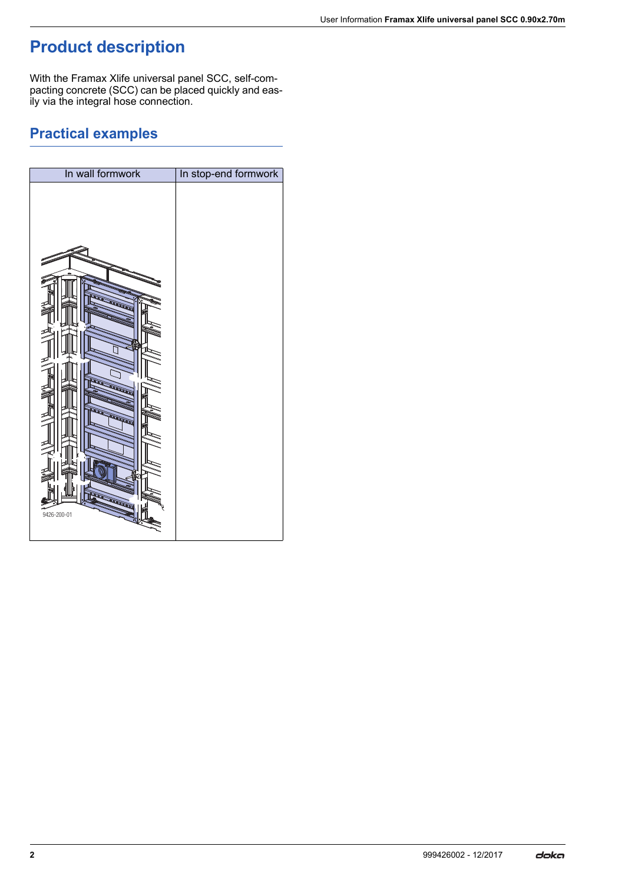# Product description

With the Framax Xlife universal panel SCC, self-compacting concrete (SCC) can be placed quickly and easily via the integral hose connection.

## Practical examples

| In wall formwork | In stop-end formwork |
|---|---|
| 9426-200-01 | |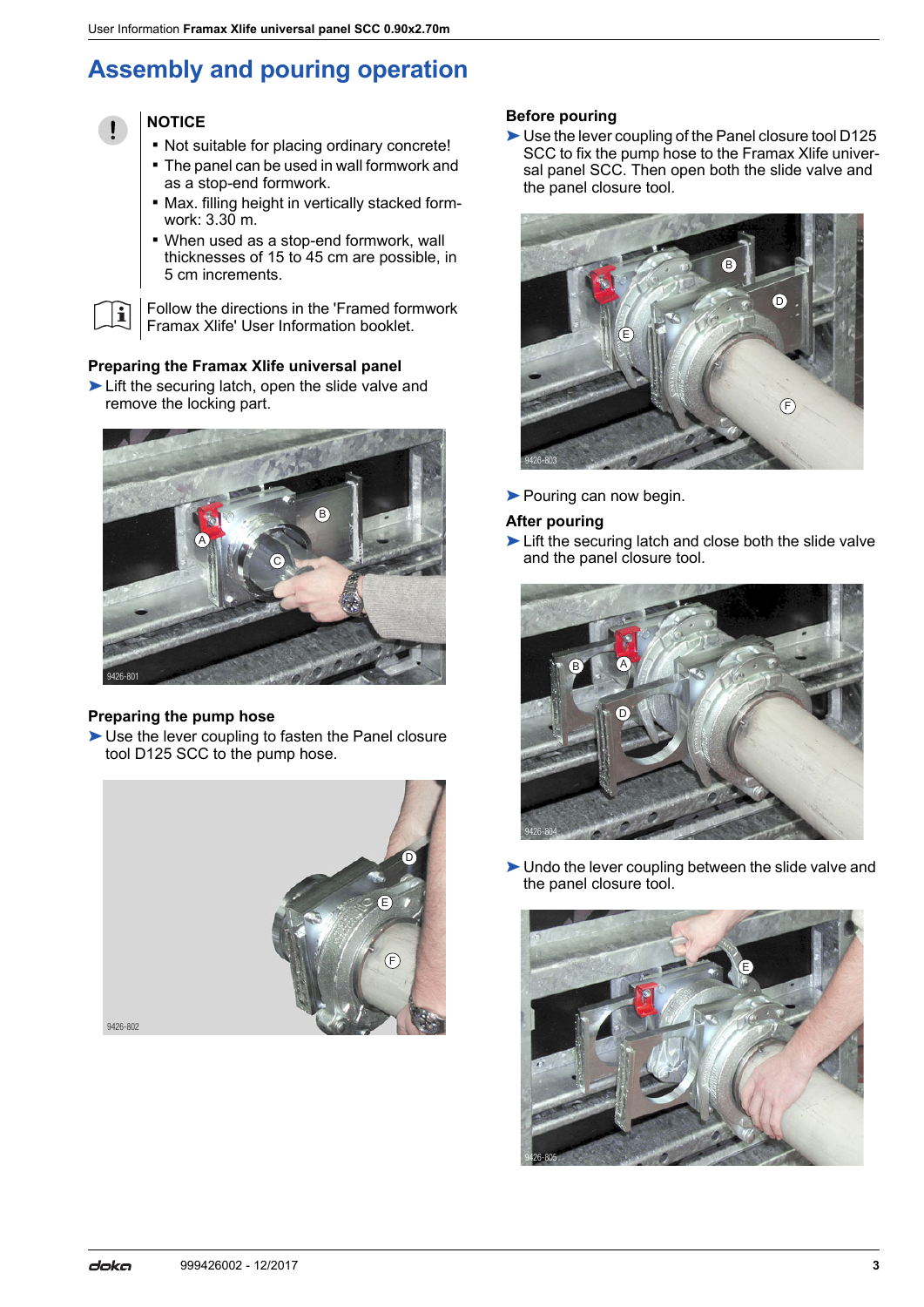# Assembly and pouring operation

**NOTICE**

- Not suitable for placing ordinary concrete!
- The panel can be used in wall formwork and as a stop-end formwork.
- Max. filling height in vertically stacked formwork: 3.30 m.
- When used as a stop-end formwork, wall thicknesses of 15 to 45 cm are possible, in 5 cm increments.

Follow the directions in the 'Framed formwork Framax Xlife' User Information booklet.

### Preparing the Framax Xlife universal panel

➤ Lift the securing latch, open the slide valve and remove the locking part.

A
B
C
9426-801

### Preparing the pump hose

➤ Use the lever coupling to fasten the Panel closure tool D125 SCC to the pump hose.

D
E
F
9426-802

### Before pouring

➤ Use the lever coupling of the Panel closure tool D125 SCC to fix the pump hose to the Framax Xlife universal panel SCC. Then open both the slide valve and the panel closure tool.

B
D
E
F
9426-803

➤ Pouring can now begin.

### After pouring

➤ Lift the securing latch and close both the slide valve and the panel closure tool.

B
A
D
9426-804

➤ Undo the lever coupling between the slide valve and the panel closure tool.

E
9426-805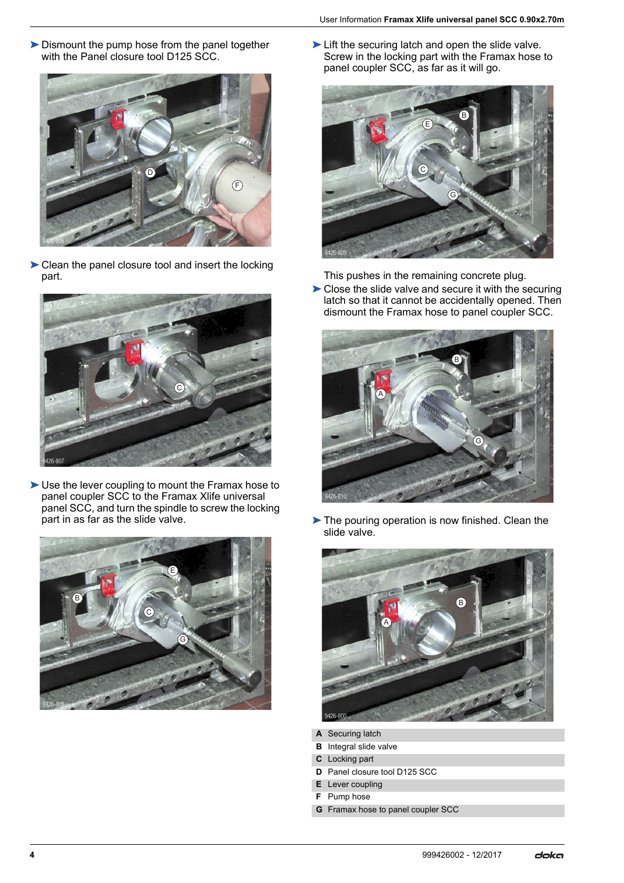➤ Dismount the pump hose from the panel together with the Panel closure tool D125 SCC.

➤ Clean the panel closure tool and insert the locking part.

➤ Use the lever coupling to mount the Framax hose to panel coupler SCC to the Framax Xlife universal panel SCC, and turn the spindle to screw the locking part in as far as the slide valve.

➤ Lift the securing latch and open the slide valve. Screw in the locking part with the Framax hose to panel coupler SCC, as far as it will go.

This pushes in the remaining concrete plug.

➤ Close the slide valve and secure it with the securing latch so that it cannot be accidentally opened. Then dismount the Framax hose to panel coupler SCC.

➤ The pouring operation is now finished. Clean the slide valve.

| | |
|---|---|
| **A** | Securing latch |
| **B** | Integral slide valve |
| **C** | Locking part |
| **D** | Panel closure tool D125 SCC |
| **E** | Lever coupling |
| **F** | Pump hose |
| **G** | Framax hose to panel coupler SCC |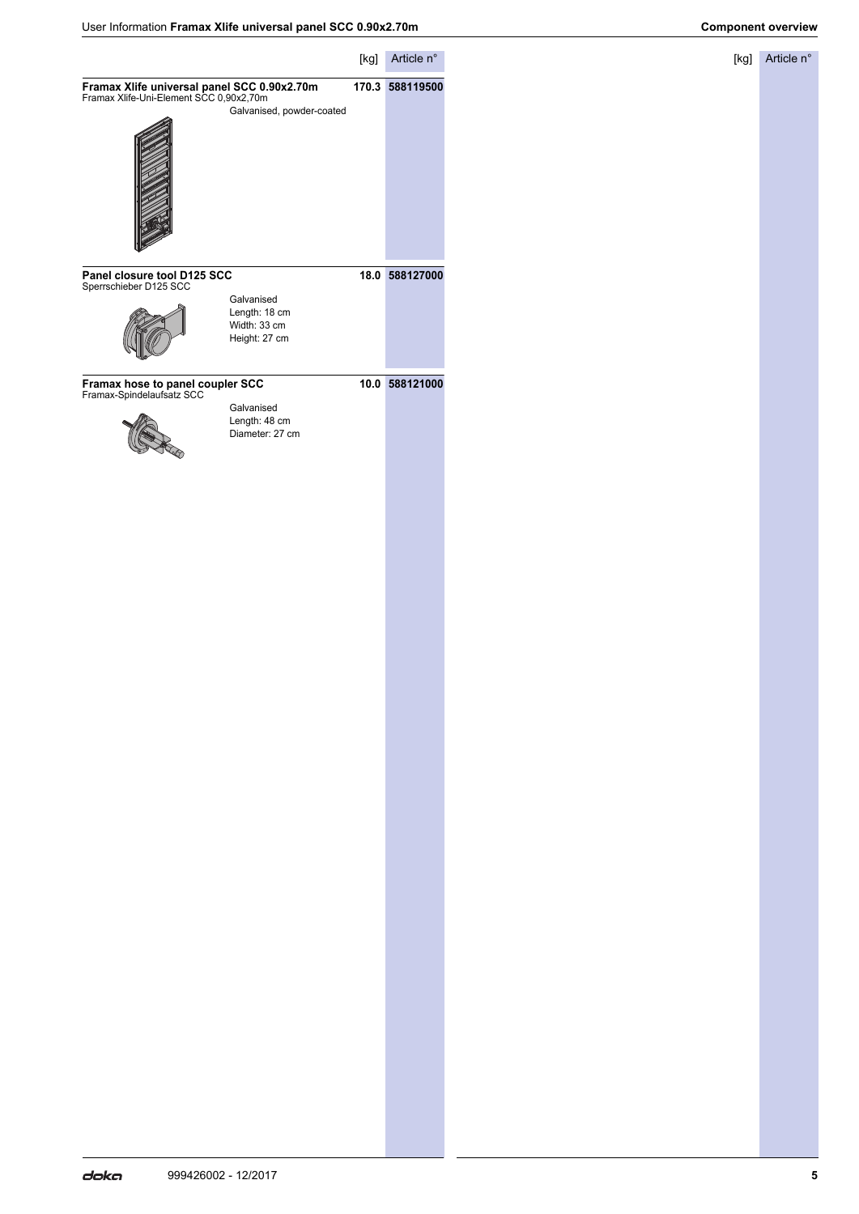| | [kg] | Article n° |
|---|---|---|
| **Framax Xlife universal panel SCC 0.90x2.70m**<br>Framax Xlife-Uni-Element SCC 0,90x2,70m<br>Galvanised, powder-coated | **170.3** | **588119500** |
| **Panel closure tool D125 SCC**<br>Sperrschieber D125 SCC<br>Galvanised<br>Length: 18 cm<br>Width: 33 cm<br>Height: 27 cm | **18.0** | **588127000** |
| **Framax hose to panel coupler SCC**<br>Framax-Spindelaufsatz SCC<br>Galvanised<br>Length: 48 cm<br>Diameter: 27 cm | **10.0** | **588121000** |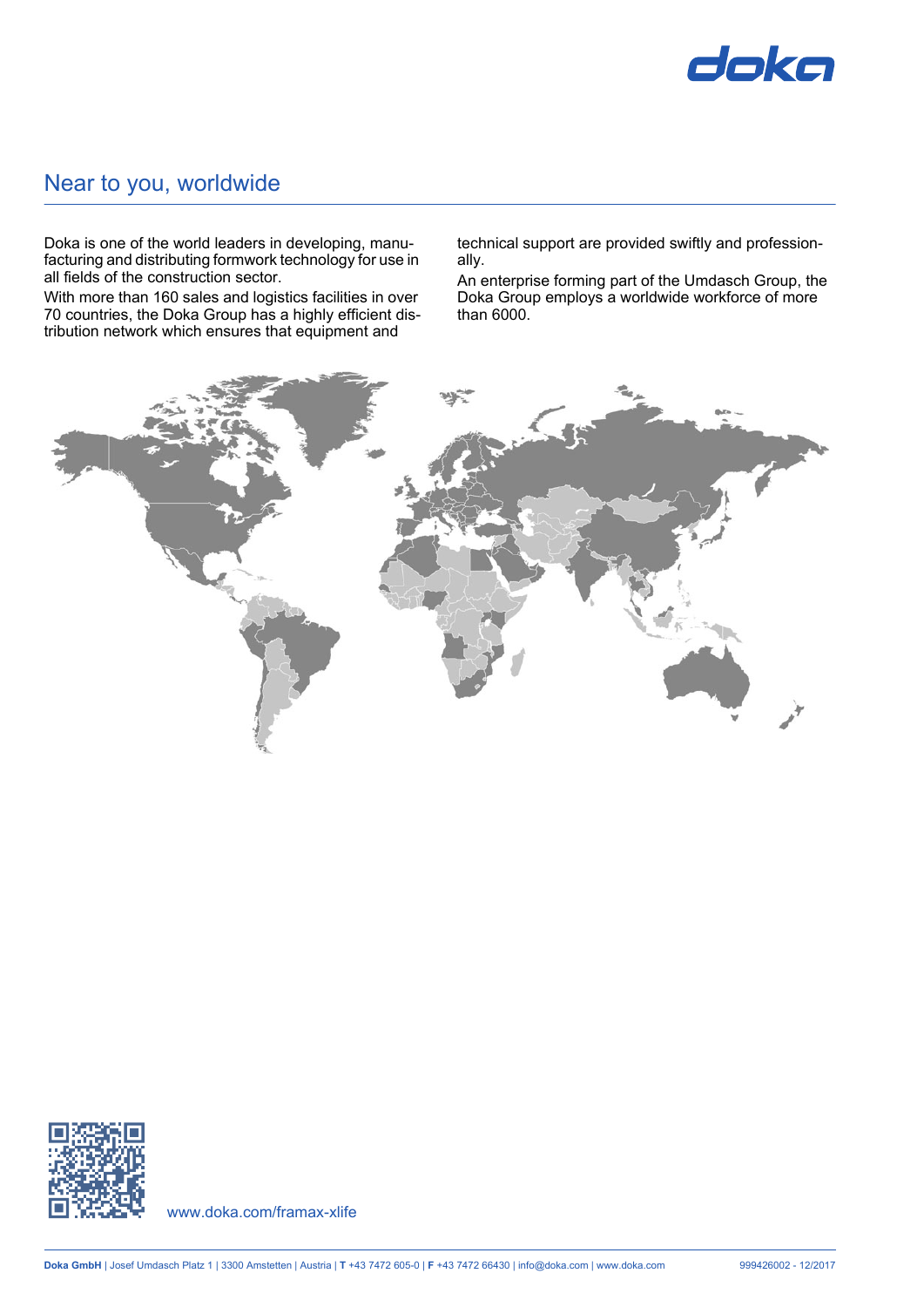## Near to you, worldwide

Doka is one of the world leaders in developing, manufacturing and distributing formwork technology for use in all fields of the construction sector.

With more than 160 sales and logistics facilities in over 70 countries, the Doka Group has a highly efficient distribution network which ensures that equipment and technical support are provided swiftly and professionally.

An enterprise forming part of the Umdasch Group, the Doka Group employs a worldwide workforce of more than 6000.

www.doka.com/framax-xlife

**Doka GmbH** | Josef Umdasch Platz 1 | 3300 Amstetten | Austria | **T** +43 7472 605-0 | **F** +43 7472 66430 | info@doka.com | www.doka.com

999426002 - 12/2017